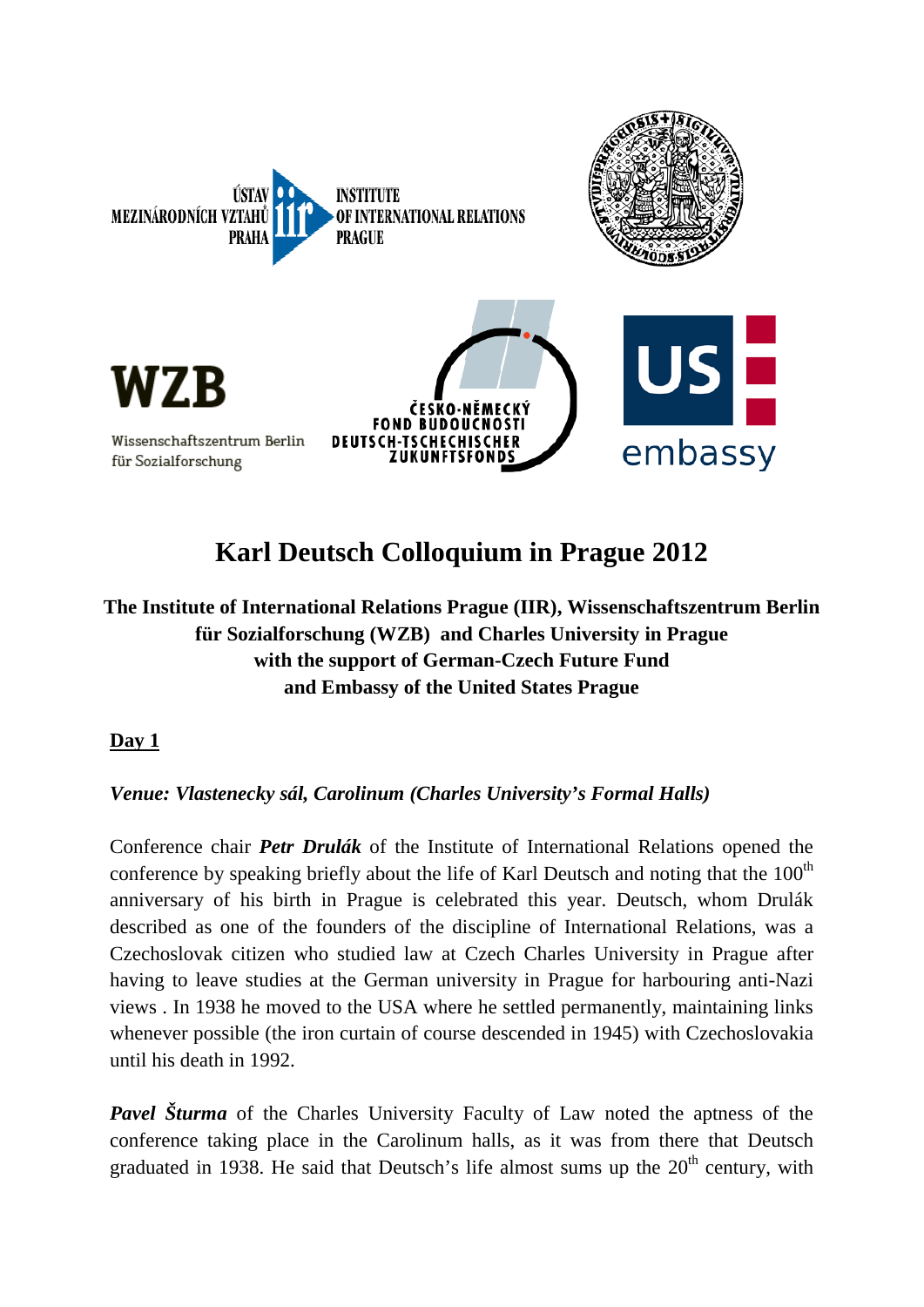# Karl Deutsch Colloquium in Prague 2012

**The Institute of International Relations Prague (IIR), Wissenschaftszentrum Berlin für Sozialforschung (WZB) and Charles University in Prague with the support of German-Czech Future Fund and Embassy of the United States Prague**

**Day 1**

***Venue: Vlastenecky sál, Carolinum (Charles University's Formal Halls)***

Conference chair ***Petr Drulák*** of the Institute of International Relations opened the conference by speaking briefly about the life of Karl Deutsch and noting that the 100th anniversary of his birth in Prague is celebrated this year. Deutsch, whom Drulák described as one of the founders of the discipline of International Relations, was a Czechoslovak citizen who studied law at Czech Charles University in Prague after having to leave studies at the German university in Prague for harbouring anti-Nazi views . In 1938 he moved to the USA where he settled permanently, maintaining links whenever possible (the iron curtain of course descended in 1945) with Czechoslovakia until his death in 1992.

***Pavel Šturma*** of the Charles University Faculty of Law noted the aptness of the conference taking place in the Carolinum halls, as it was from there that Deutsch graduated in 1938. He said that Deutsch's life almost sums up the 20th century, with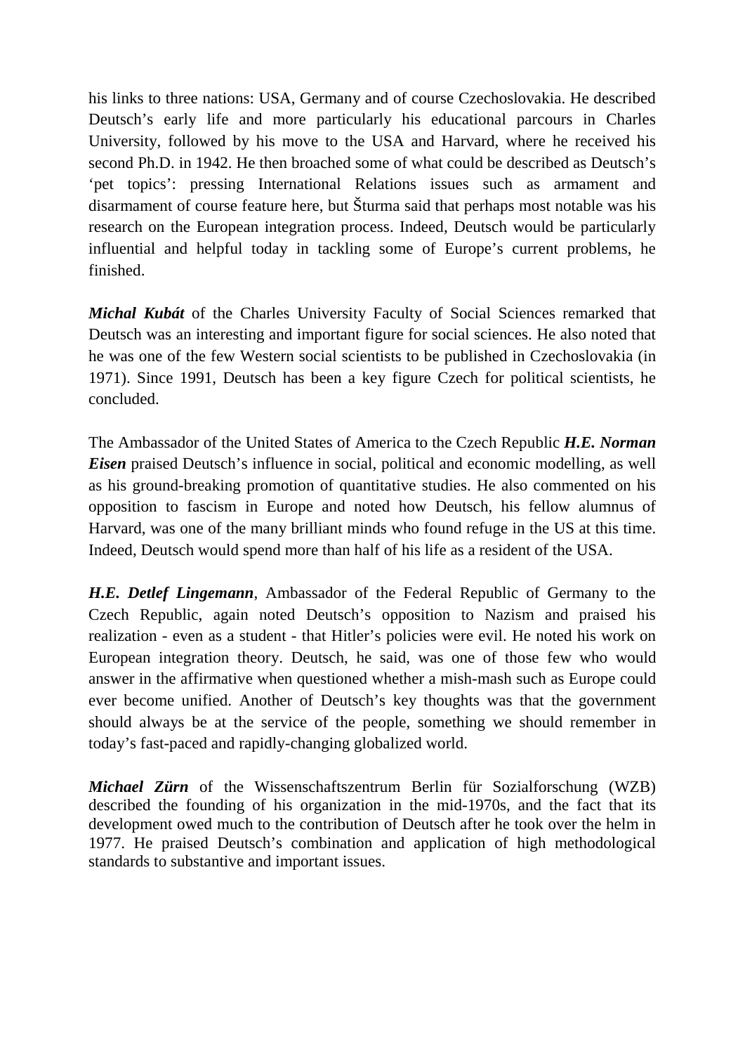his links to three nations: USA, Germany and of course Czechoslovakia. He described Deutsch's early life and more particularly his educational parcours in Charles University, followed by his move to the USA and Harvard, where he received his second Ph.D. in 1942. He then broached some of what could be described as Deutsch's 'pet topics': pressing International Relations issues such as armament and disarmament of course feature here, but Šturma said that perhaps most notable was his research on the European integration process. Indeed, Deutsch would be particularly influential and helpful today in tackling some of Europe's current problems, he finished.

***Michal Kubát*** of the Charles University Faculty of Social Sciences remarked that Deutsch was an interesting and important figure for social sciences. He also noted that he was one of the few Western social scientists to be published in Czechoslovakia (in 1971). Since 1991, Deutsch has been a key figure Czech for political scientists, he concluded.

The Ambassador of the United States of America to the Czech Republic ***H.E. Norman Eisen*** praised Deutsch's influence in social, political and economic modelling, as well as his ground-breaking promotion of quantitative studies. He also commented on his opposition to fascism in Europe and noted how Deutsch, his fellow alumnus of Harvard, was one of the many brilliant minds who found refuge in the US at this time. Indeed, Deutsch would spend more than half of his life as a resident of the USA.

***H.E. Detlef Lingemann***, Ambassador of the Federal Republic of Germany to the Czech Republic, again noted Deutsch's opposition to Nazism and praised his realization - even as a student - that Hitler's policies were evil. He noted his work on European integration theory. Deutsch, he said, was one of those few who would answer in the affirmative when questioned whether a mish-mash such as Europe could ever become unified. Another of Deutsch's key thoughts was that the government should always be at the service of the people, something we should remember in today's fast-paced and rapidly-changing globalized world.

***Michael Zürn*** of the Wissenschaftszentrum Berlin für Sozialforschung (WZB) described the founding of his organization in the mid-1970s, and the fact that its development owed much to the contribution of Deutsch after he took over the helm in 1977. He praised Deutsch's combination and application of high methodological standards to substantive and important issues.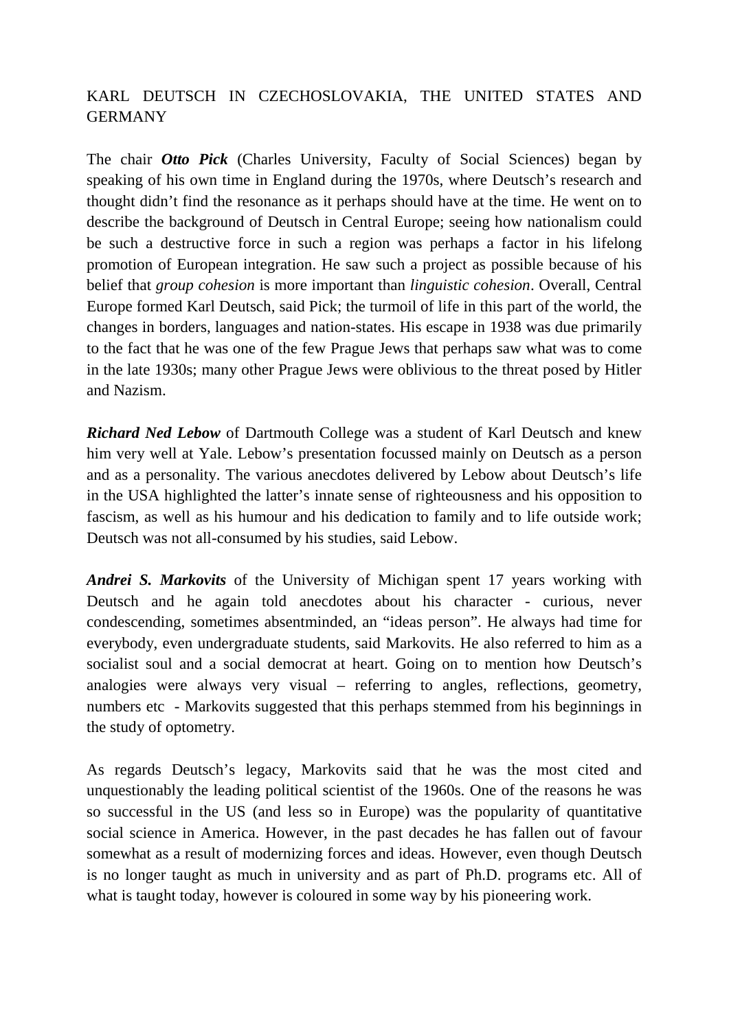KARL DEUTSCH IN CZECHOSLOVAKIA, THE UNITED STATES AND GERMANY

The chair ***Otto Pick*** (Charles University, Faculty of Social Sciences) began by speaking of his own time in England during the 1970s, where Deutsch's research and thought didn't find the resonance as it perhaps should have at the time. He went on to describe the background of Deutsch in Central Europe; seeing how nationalism could be such a destructive force in such a region was perhaps a factor in his lifelong promotion of European integration. He saw such a project as possible because of his belief that *group cohesion* is more important than *linguistic cohesion*. Overall, Central Europe formed Karl Deutsch, said Pick; the turmoil of life in this part of the world, the changes in borders, languages and nation-states. His escape in 1938 was due primarily to the fact that he was one of the few Prague Jews that perhaps saw what was to come in the late 1930s; many other Prague Jews were oblivious to the threat posed by Hitler and Nazism.

***Richard Ned Lebow*** of Dartmouth College was a student of Karl Deutsch and knew him very well at Yale. Lebow's presentation focussed mainly on Deutsch as a person and as a personality. The various anecdotes delivered by Lebow about Deutsch's life in the USA highlighted the latter's innate sense of righteousness and his opposition to fascism, as well as his humour and his dedication to family and to life outside work; Deutsch was not all-consumed by his studies, said Lebow.

***Andrei S. Markovits*** of the University of Michigan spent 17 years working with Deutsch and he again told anecdotes about his character - curious, never condescending, sometimes absentminded, an "ideas person". He always had time for everybody, even undergraduate students, said Markovits. He also referred to him as a socialist soul and a social democrat at heart. Going on to mention how Deutsch's analogies were always very visual – referring to angles, reflections, geometry, numbers etc - Markovits suggested that this perhaps stemmed from his beginnings in the study of optometry.

As regards Deutsch's legacy, Markovits said that he was the most cited and unquestionably the leading political scientist of the 1960s. One of the reasons he was so successful in the US (and less so in Europe) was the popularity of quantitative social science in America. However, in the past decades he has fallen out of favour somewhat as a result of modernizing forces and ideas. However, even though Deutsch is no longer taught as much in university and as part of Ph.D. programs etc. All of what is taught today, however is coloured in some way by his pioneering work.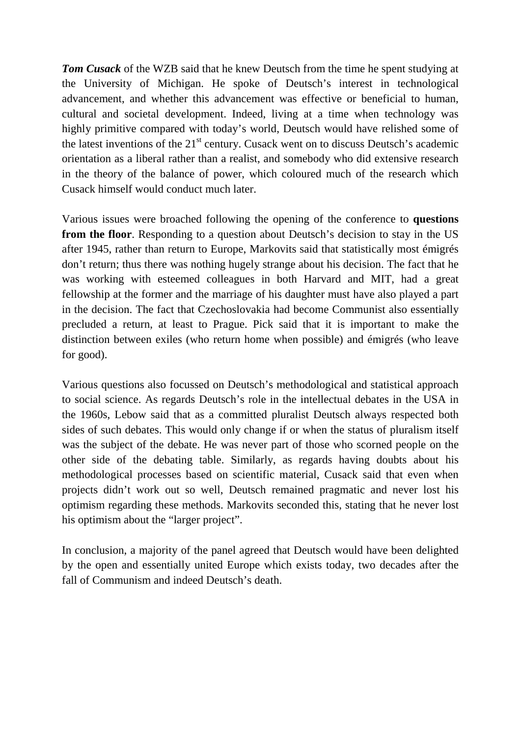***Tom Cusack*** of the WZB said that he knew Deutsch from the time he spent studying at the University of Michigan. He spoke of Deutsch's interest in technological advancement, and whether this advancement was effective or beneficial to human, cultural and societal development. Indeed, living at a time when technology was highly primitive compared with today's world, Deutsch would have relished some of the latest inventions of the 21st century. Cusack went on to discuss Deutsch's academic orientation as a liberal rather than a realist, and somebody who did extensive research in the theory of the balance of power, which coloured much of the research which Cusack himself would conduct much later.

Various issues were broached following the opening of the conference to **questions from the floor**. Responding to a question about Deutsch's decision to stay in the US after 1945, rather than return to Europe, Markovits said that statistically most émigrés don't return; thus there was nothing hugely strange about his decision. The fact that he was working with esteemed colleagues in both Harvard and MIT, had a great fellowship at the former and the marriage of his daughter must have also played a part in the decision. The fact that Czechoslovakia had become Communist also essentially precluded a return, at least to Prague. Pick said that it is important to make the distinction between exiles (who return home when possible) and émigrés (who leave for good).

Various questions also focussed on Deutsch's methodological and statistical approach to social science. As regards Deutsch's role in the intellectual debates in the USA in the 1960s, Lebow said that as a committed pluralist Deutsch always respected both sides of such debates. This would only change if or when the status of pluralism itself was the subject of the debate. He was never part of those who scorned people on the other side of the debating table. Similarly, as regards having doubts about his methodological processes based on scientific material, Cusack said that even when projects didn't work out so well, Deutsch remained pragmatic and never lost his optimism regarding these methods. Markovits seconded this, stating that he never lost his optimism about the "larger project".

In conclusion, a majority of the panel agreed that Deutsch would have been delighted by the open and essentially united Europe which exists today, two decades after the fall of Communism and indeed Deutsch's death.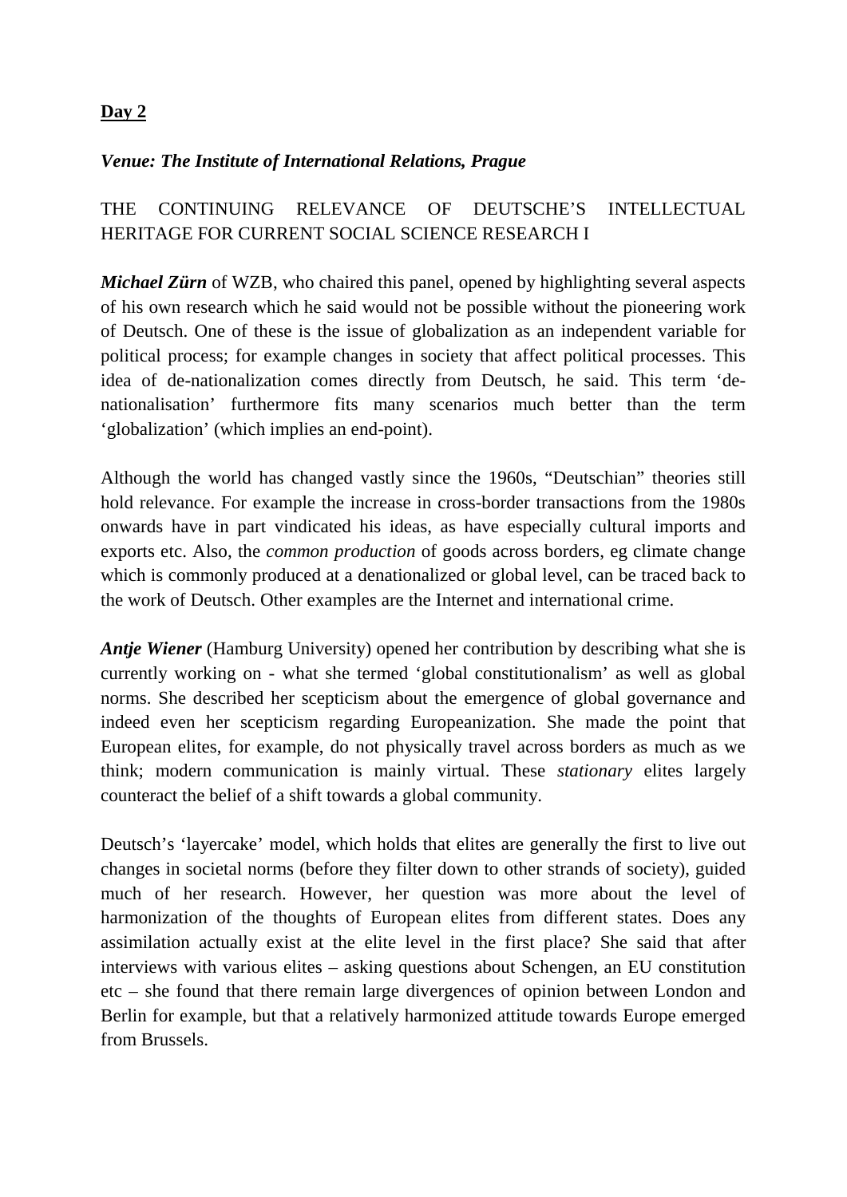**Day 2**

***Venue: The Institute of International Relations, Prague***

THE CONTINUING RELEVANCE OF DEUTSCHE'S INTELLECTUAL HERITAGE FOR CURRENT SOCIAL SCIENCE RESEARCH I

***Michael Zürn*** of WZB, who chaired this panel, opened by highlighting several aspects of his own research which he said would not be possible without the pioneering work of Deutsch. One of these is the issue of globalization as an independent variable for political process; for example changes in society that affect political processes. This idea of de-nationalization comes directly from Deutsch, he said. This term 'de-nationalisation' furthermore fits many scenarios much better than the term 'globalization' (which implies an end-point).

Although the world has changed vastly since the 1960s, "Deutschian" theories still hold relevance. For example the increase in cross-border transactions from the 1980s onwards have in part vindicated his ideas, as have especially cultural imports and exports etc. Also, the *common production* of goods across borders, eg climate change which is commonly produced at a denationalized or global level, can be traced back to the work of Deutsch. Other examples are the Internet and international crime.

***Antje Wiener*** (Hamburg University) opened her contribution by describing what she is currently working on - what she termed 'global constitutionalism' as well as global norms. She described her scepticism about the emergence of global governance and indeed even her scepticism regarding Europeanization. She made the point that European elites, for example, do not physically travel across borders as much as we think; modern communication is mainly virtual. These *stationary* elites largely counteract the belief of a shift towards a global community.

Deutsch's 'layercake' model, which holds that elites are generally the first to live out changes in societal norms (before they filter down to other strands of society), guided much of her research. However, her question was more about the level of harmonization of the thoughts of European elites from different states. Does any assimilation actually exist at the elite level in the first place? She said that after interviews with various elites – asking questions about Schengen, an EU constitution etc – she found that there remain large divergences of opinion between London and Berlin for example, but that a relatively harmonized attitude towards Europe emerged from Brussels.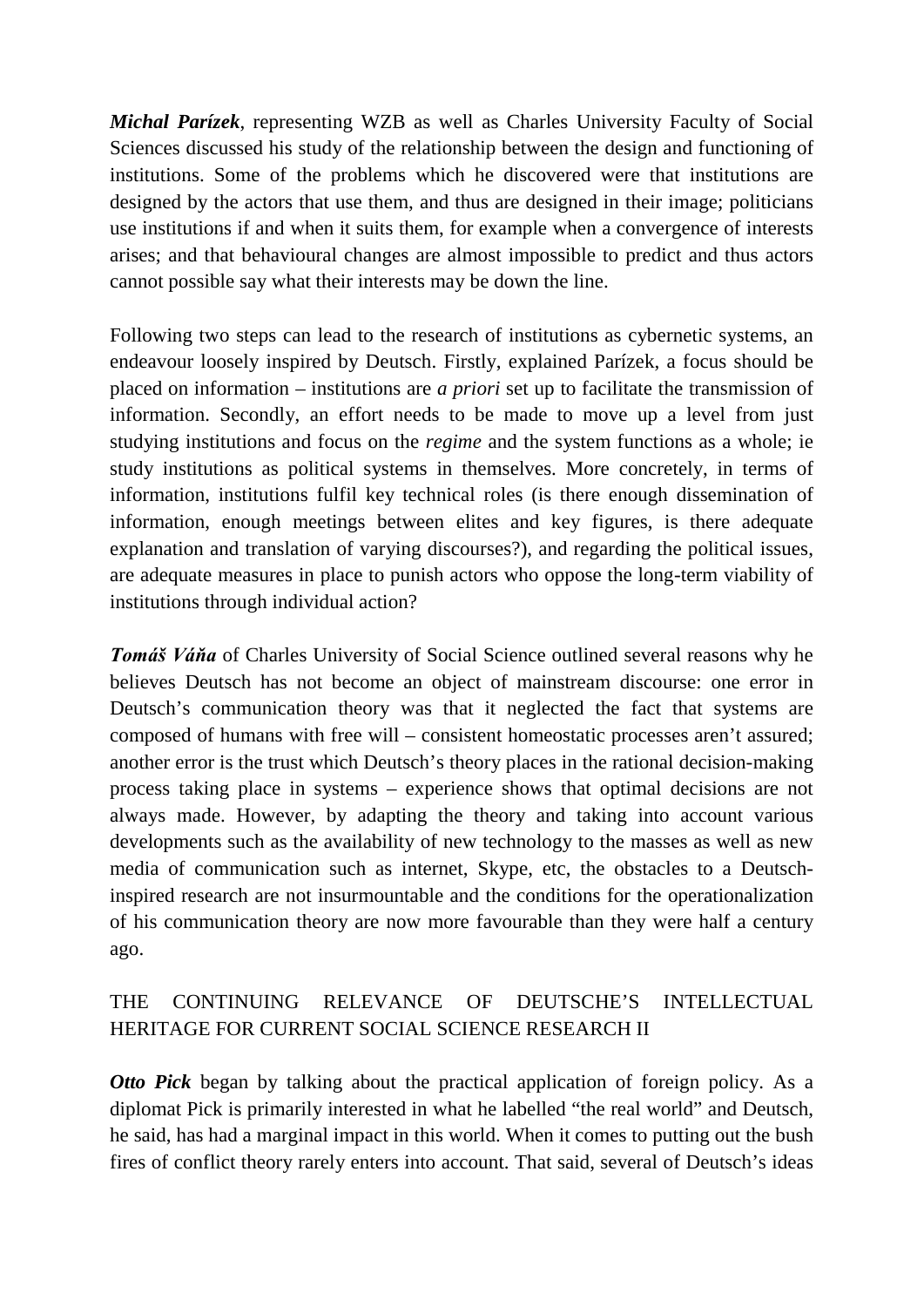***Michal Parízek***, representing WZB as well as Charles University Faculty of Social Sciences discussed his study of the relationship between the design and functioning of institutions. Some of the problems which he discovered were that institutions are designed by the actors that use them, and thus are designed in their image; politicians use institutions if and when it suits them, for example when a convergence of interests arises; and that behavioural changes are almost impossible to predict and thus actors cannot possible say what their interests may be down the line.

Following two steps can lead to the research of institutions as cybernetic systems, an endeavour loosely inspired by Deutsch. Firstly, explained Parízek, a focus should be placed on information – institutions are *a priori* set up to facilitate the transmission of information. Secondly, an effort needs to be made to move up a level from just studying institutions and focus on the *regime* and the system functions as a whole; ie study institutions as political systems in themselves. More concretely, in terms of information, institutions fulfil key technical roles (is there enough dissemination of information, enough meetings between elites and key figures, is there adequate explanation and translation of varying discourses?), and regarding the political issues, are adequate measures in place to punish actors who oppose the long-term viability of institutions through individual action?

***Tomáš Váňa*** of Charles University of Social Science outlined several reasons why he believes Deutsch has not become an object of mainstream discourse: one error in Deutsch's communication theory was that it neglected the fact that systems are composed of humans with free will – consistent homeostatic processes aren't assured; another error is the trust which Deutsch's theory places in the rational decision-making process taking place in systems – experience shows that optimal decisions are not always made. However, by adapting the theory and taking into account various developments such as the availability of new technology to the masses as well as new media of communication such as internet, Skype, etc, the obstacles to a Deutsch-inspired research are not insurmountable and the conditions for the operationalization of his communication theory are now more favourable than they were half a century ago.

## THE CONTINUING RELEVANCE OF DEUTSCHE'S INTELLECTUAL HERITAGE FOR CURRENT SOCIAL SCIENCE RESEARCH II

***Otto Pick*** began by talking about the practical application of foreign policy. As a diplomat Pick is primarily interested in what he labelled "the real world" and Deutsch, he said, has had a marginal impact in this world. When it comes to putting out the bush fires of conflict theory rarely enters into account. That said, several of Deutsch's ideas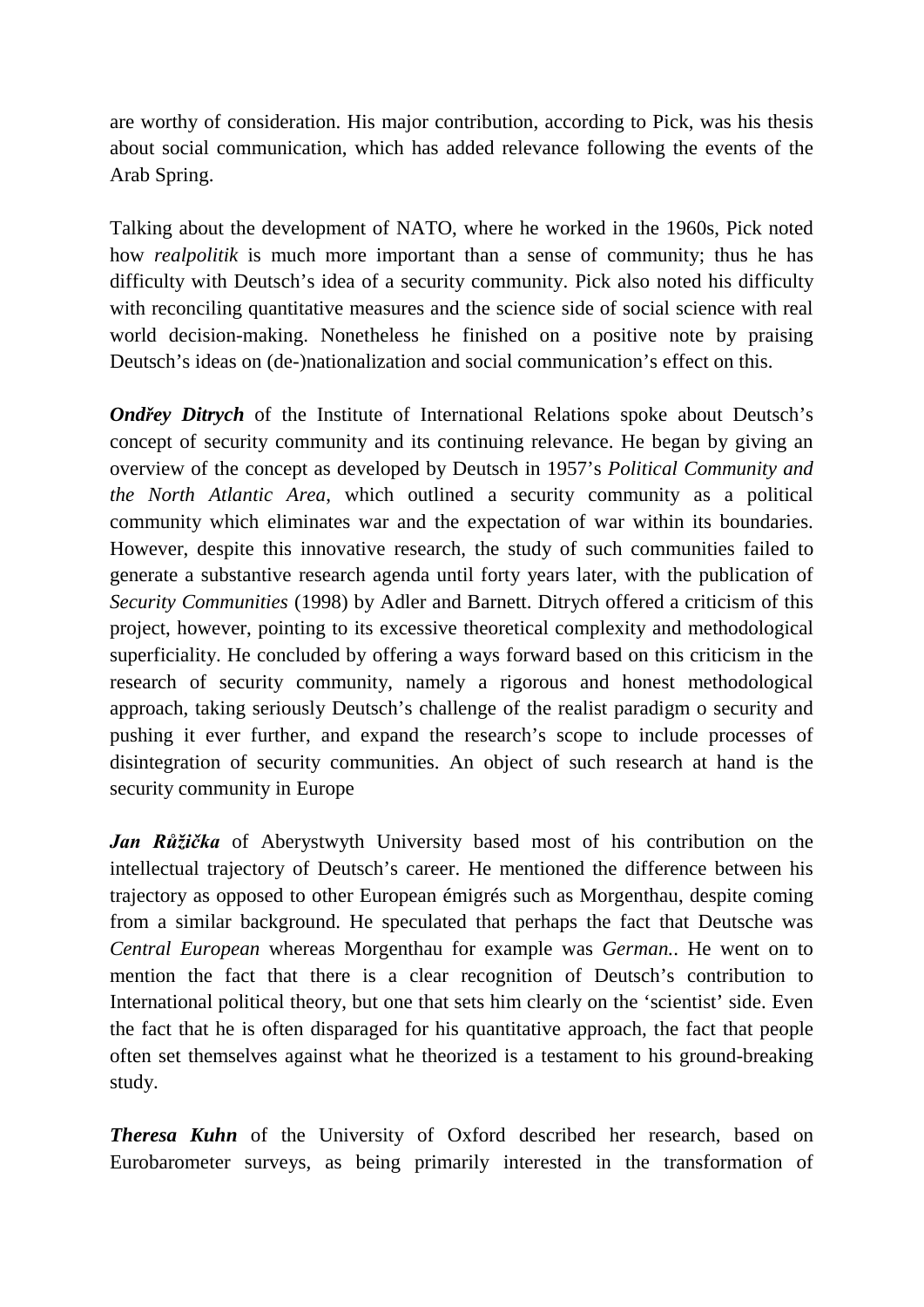are worthy of consideration. His major contribution, according to Pick, was his thesis about social communication, which has added relevance following the events of the Arab Spring.

Talking about the development of NATO, where he worked in the 1960s, Pick noted how *realpolitik* is much more important than a sense of community; thus he has difficulty with Deutsch's idea of a security community. Pick also noted his difficulty with reconciling quantitative measures and the science side of social science with real world decision-making. Nonetheless he finished on a positive note by praising Deutsch's ideas on (de-)nationalization and social communication's effect on this.

***Ondřey Ditrych*** of the Institute of International Relations spoke about Deutsch's concept of security community and its continuing relevance. He began by giving an overview of the concept as developed by Deutsch in 1957's *Political Community and the North Atlantic Area*, which outlined a security community as a political community which eliminates war and the expectation of war within its boundaries. However, despite this innovative research, the study of such communities failed to generate a substantive research agenda until forty years later, with the publication of *Security Communities* (1998) by Adler and Barnett. Ditrych offered a criticism of this project, however, pointing to its excessive theoretical complexity and methodological superficiality. He concluded by offering a ways forward based on this criticism in the research of security community, namely a rigorous and honest methodological approach, taking seriously Deutsch's challenge of the realist paradigm o security and pushing it ever further, and expand the research's scope to include processes of disintegration of security communities. An object of such research at hand is the security community in Europe

***Jan Růžička*** of Aberystwyth University based most of his contribution on the intellectual trajectory of Deutsch's career. He mentioned the difference between his trajectory as opposed to other European émigrés such as Morgenthau, despite coming from a similar background. He speculated that perhaps the fact that Deutsche was *Central European* whereas Morgenthau for example was *German.*. He went on to mention the fact that there is a clear recognition of Deutsch's contribution to International political theory, but one that sets him clearly on the 'scientist' side. Even the fact that he is often disparaged for his quantitative approach, the fact that people often set themselves against what he theorized is a testament to his ground-breaking study.

***Theresa Kuhn*** of the University of Oxford described her research, based on Eurobarometer surveys, as being primarily interested in the transformation of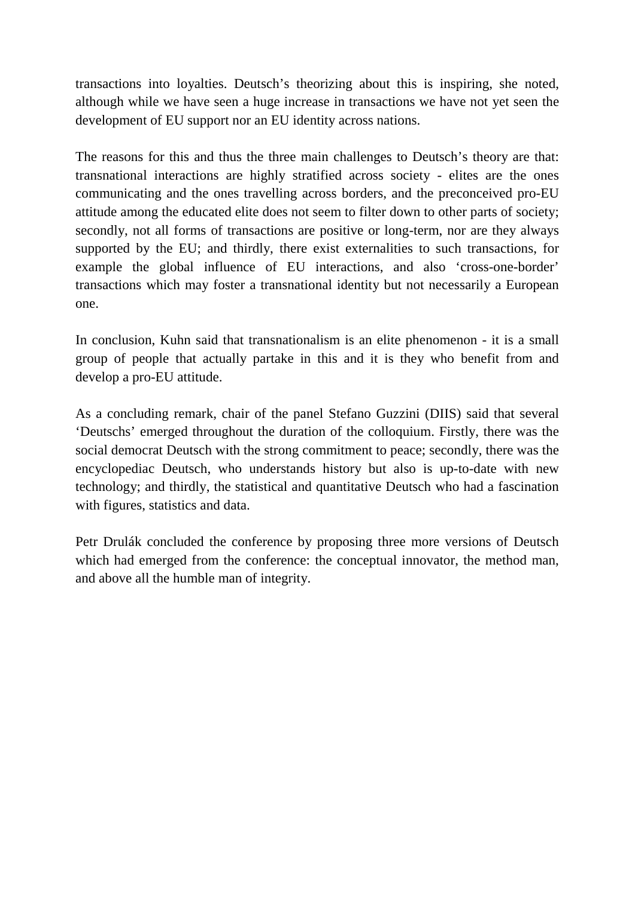transactions into loyalties. Deutsch's theorizing about this is inspiring, she noted, although while we have seen a huge increase in transactions we have not yet seen the development of EU support nor an EU identity across nations.

The reasons for this and thus the three main challenges to Deutsch's theory are that: transnational interactions are highly stratified across society - elites are the ones communicating and the ones travelling across borders, and the preconceived pro-EU attitude among the educated elite does not seem to filter down to other parts of society; secondly, not all forms of transactions are positive or long-term, nor are they always supported by the EU; and thirdly, there exist externalities to such transactions, for example the global influence of EU interactions, and also 'cross-one-border' transactions which may foster a transnational identity but not necessarily a European one.

In conclusion, Kuhn said that transnationalism is an elite phenomenon - it is a small group of people that actually partake in this and it is they who benefit from and develop a pro-EU attitude.

As a concluding remark, chair of the panel Stefano Guzzini (DIIS) said that several 'Deutschs' emerged throughout the duration of the colloquium. Firstly, there was the social democrat Deutsch with the strong commitment to peace; secondly, there was the encyclopediac Deutsch, who understands history but also is up-to-date with new technology; and thirdly, the statistical and quantitative Deutsch who had a fascination with figures, statistics and data.

Petr Drulák concluded the conference by proposing three more versions of Deutsch which had emerged from the conference: the conceptual innovator, the method man, and above all the humble man of integrity.